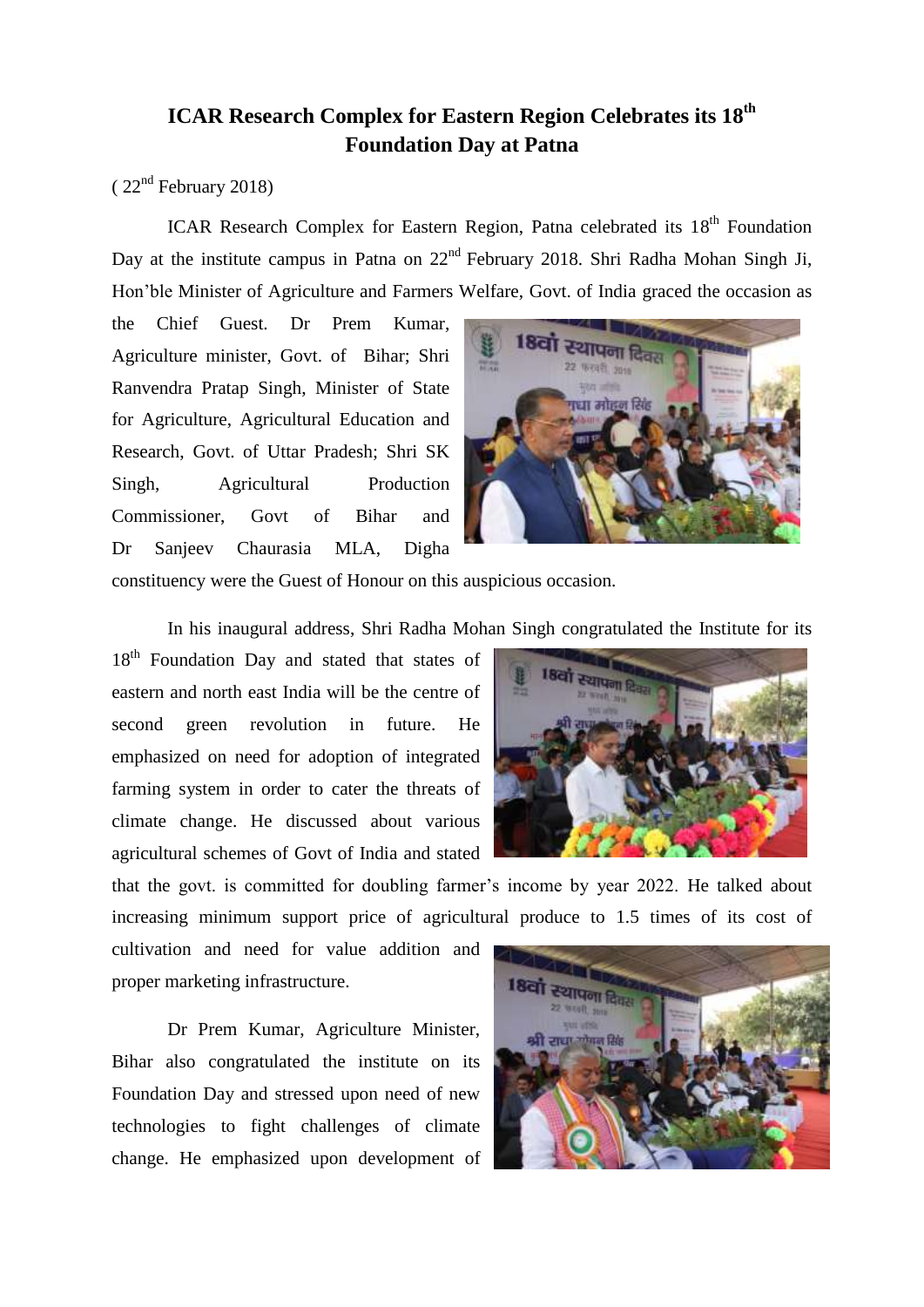# ICAR Research Complex for Eastern Region Celebrates its 18th Foundation Day at Patna

( 22nd February 2018)

ICAR Research Complex for Eastern Region, Patna celebrated its 18th Foundation Day at the institute campus in Patna on 22nd February 2018. Shri Radha Mohan Singh Ji, Hon'ble Minister of Agriculture and Farmers Welfare, Govt. of India graced the occasion as the Chief Guest. Dr Prem Kumar, Agriculture minister, Govt. of Bihar; Shri Ranvendra Pratap Singh, Minister of State for Agriculture, Agricultural Education and Research, Govt. of Uttar Pradesh; Shri SK Singh, Agricultural Production Commissioner, Govt of Bihar and Dr Sanjeev Chaurasia MLA, Digha constituency were the Guest of Honour on this auspicious occasion.

In his inaugural address, Shri Radha Mohan Singh congratulated the Institute for its 18th Foundation Day and stated that states of eastern and north east India will be the centre of second green revolution in future. He emphasized on need for adoption of integrated farming system in order to cater the threats of climate change. He discussed about various agricultural schemes of Govt of India and stated that the govt. is committed for doubling farmer's income by year 2022. He talked about increasing minimum support price of agricultural produce to 1.5 times of its cost of cultivation and need for value addition and proper marketing infrastructure.

Dr Prem Kumar, Agriculture Minister, Bihar also congratulated the institute on its Foundation Day and stressed upon need of new technologies to fight challenges of climate change. He emphasized upon development of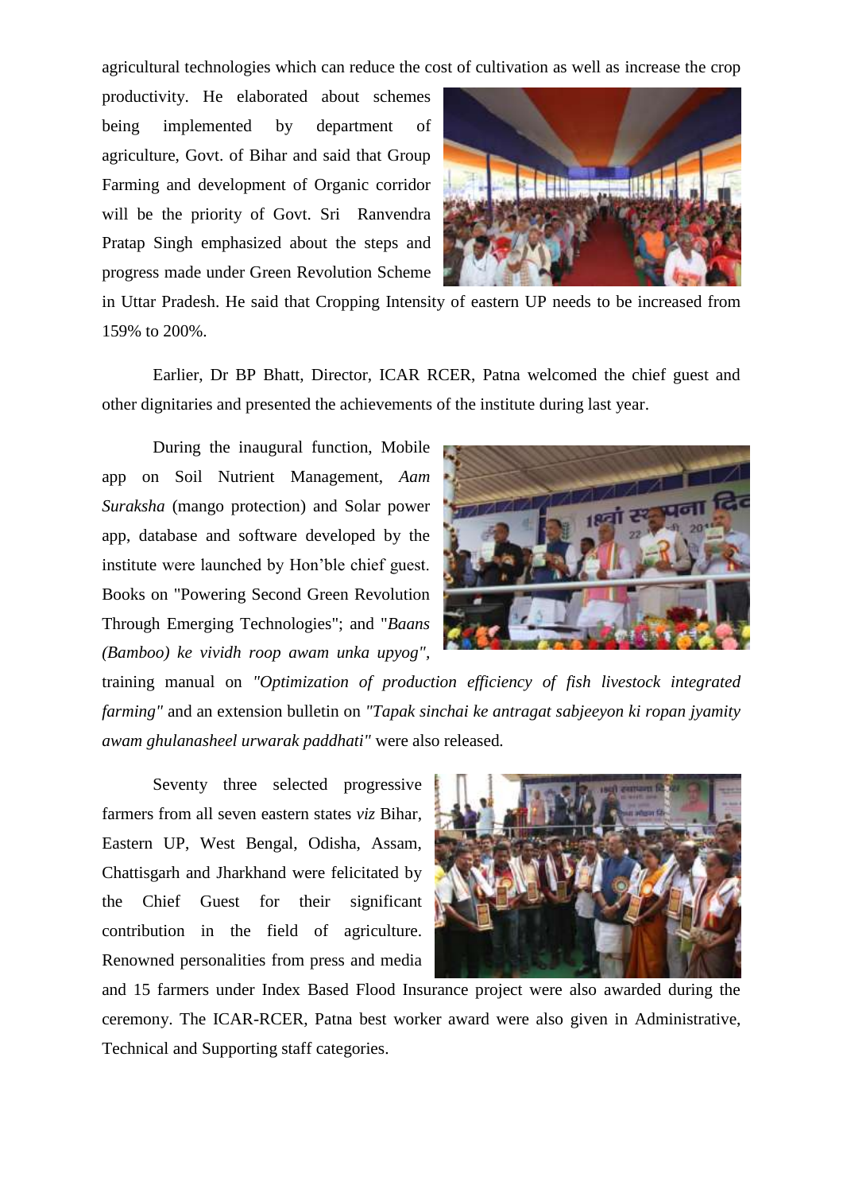agricultural technologies which can reduce the cost of cultivation as well as increase the crop productivity. He elaborated about schemes being implemented by department of agriculture, Govt. of Bihar and said that Group Farming and development of Organic corridor will be the priority of Govt. Sri Ranvendra Pratap Singh emphasized about the steps and progress made under Green Revolution Scheme in Uttar Pradesh. He said that Cropping Intensity of eastern UP needs to be increased from 159% to 200%.

Earlier, Dr BP Bhatt, Director, ICAR RCER, Patna welcomed the chief guest and other dignitaries and presented the achievements of the institute during last year.

During the inaugural function, Mobile app on Soil Nutrient Management, *Aam Suraksha* (mango protection) and Solar power app, database and software developed by the institute were launched by Hon'ble chief guest. Books on "Powering Second Green Revolution Through Emerging Technologies"; and "*Baans (Bamboo) ke vividh roop awam unka upyog"*, training manual on *"Optimization of production efficiency of fish livestock integrated farming"* and an extension bulletin on *"Tapak sinchai ke antragat sabjeeyon ki ropan jyamity awam ghulanasheel urwarak paddhati"* were also released.

Seventy three selected progressive farmers from all seven eastern states *viz* Bihar, Eastern UP, West Bengal, Odisha, Assam, Chattisgarh and Jharkhand were felicitated by the Chief Guest for their significant contribution in the field of agriculture. Renowned personalities from press and media and 15 farmers under Index Based Flood Insurance project were also awarded during the ceremony. The ICAR-RCER, Patna best worker award were also given in Administrative, Technical and Supporting staff categories.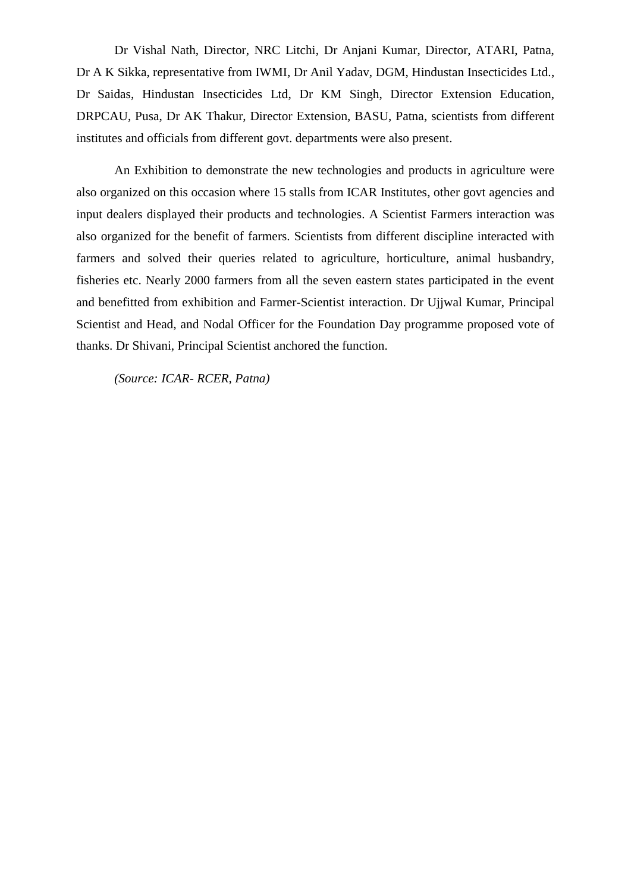Dr Vishal Nath, Director, NRC Litchi, Dr Anjani Kumar, Director, ATARI, Patna, Dr A K Sikka, representative from IWMI, Dr Anil Yadav, DGM, Hindustan Insecticides Ltd., Dr Saidas, Hindustan Insecticides Ltd, Dr KM Singh, Director Extension Education, DRPCAU, Pusa, Dr AK Thakur, Director Extension, BASU, Patna, scientists from different institutes and officials from different govt. departments were also present.

An Exhibition to demonstrate the new technologies and products in agriculture were also organized on this occasion where 15 stalls from ICAR Institutes, other govt agencies and input dealers displayed their products and technologies. A Scientist Farmers interaction was also organized for the benefit of farmers. Scientists from different discipline interacted with farmers and solved their queries related to agriculture, horticulture, animal husbandry, fisheries etc. Nearly 2000 farmers from all the seven eastern states participated in the event and benefitted from exhibition and Farmer-Scientist interaction. Dr Ujjwal Kumar, Principal Scientist and Head, and Nodal Officer for the Foundation Day programme proposed vote of thanks. Dr Shivani, Principal Scientist anchored the function.

*(Source: ICAR- RCER, Patna)*